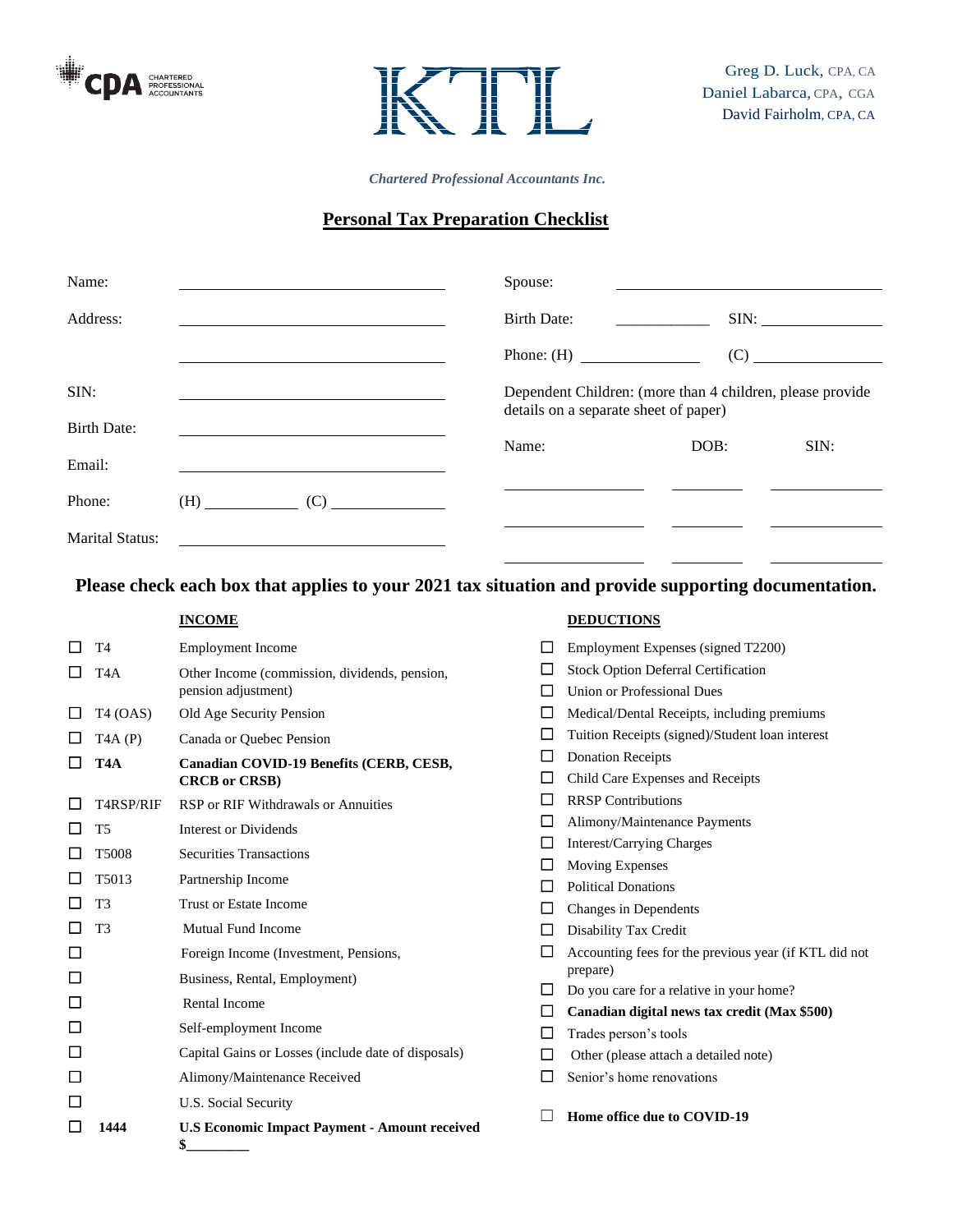CPA CHARTERED PROFESSIONAL ACCOUNTANTS

KTL

Greg D. Luck, CPA, CA
Daniel Labarca, CPA, CGA
David Fairholm, CPA, CA

*Chartered Professional Accountants Inc.*

## Personal Tax Preparation Checklist

| | | | |
|---|---|---|---|
| Name: | ____________ | Spouse: | ____________ |
| Address: | ____________ | Birth Date: ____________ | SIN: ____________ |
| | ____________ | Phone: (H) ____________ | (C) ____________ |
| SIN: | ____________ | Dependent Children: (more than 4 children, please provide details on a separate sheet of paper) | |
| Birth Date: | ____________ | | |
| Email: | ____________ | | |
| Phone: | (H) ____________ (C) ____________ | | |
| Marital Status: | ____________ | | |

Dependent Children:

| Name: | DOB: | SIN: |
|---|---|---|
| | | |
| | | |
| | | |

**Please check each box that applies to your 2021 tax situation and provide supporting documentation.**

**INCOME**

- ☐ T4 — Employment Income
- ☐ T4A — Other Income (commission, dividends, pension, pension adjustment)
- ☐ T4 (OAS) — Old Age Security Pension
- ☐ T4A (P) — Canada or Quebec Pension
- ☐ **T4A — Canadian COVID-19 Benefits (CERB, CESB, CRCB or CRSB)**
- ☐ T4RSP/RIF — RSP or RIF Withdrawals or Annuities
- ☐ T5 — Interest or Dividends
- ☐ T5008 — Securities Transactions
- ☐ T5013 — Partnership Income
- ☐ T3 — Trust or Estate Income
- ☐ T3 — Mutual Fund Income
- ☐ Foreign Income (Investment, Pensions,
- ☐ Business, Rental, Employment)
- ☐ Rental Income
- ☐ Self-employment Income
- ☐ Capital Gains or Losses (include date of disposals)
- ☐ Alimony/Maintenance Received
- ☐ U.S. Social Security
- ☐ **1444 — U.S Economic Impact Payment - Amount received $________**

**DEDUCTIONS**

- ☐ Employment Expenses (signed T2200)
- ☐ Stock Option Deferral Certification
- ☐ Union or Professional Dues
- ☐ Medical/Dental Receipts, including premiums
- ☐ Tuition Receipts (signed)/Student loan interest
- ☐ Donation Receipts
- ☐ Child Care Expenses and Receipts
- ☐ RRSP Contributions
- ☐ Alimony/Maintenance Payments
- ☐ Interest/Carrying Charges
- ☐ Moving Expenses
- ☐ Political Donations
- ☐ Changes in Dependents
- ☐ Disability Tax Credit
- ☐ Accounting fees for the previous year (if KTL did not prepare)
- ☐ Do you care for a relative in your home?
- ☐ **Canadian digital news tax credit (Max $500)**
- ☐ Trades person's tools
- ☐ Other (please attach a detailed note)
- ☐ Senior's home renovations
- ☐ **Home office due to COVID-19**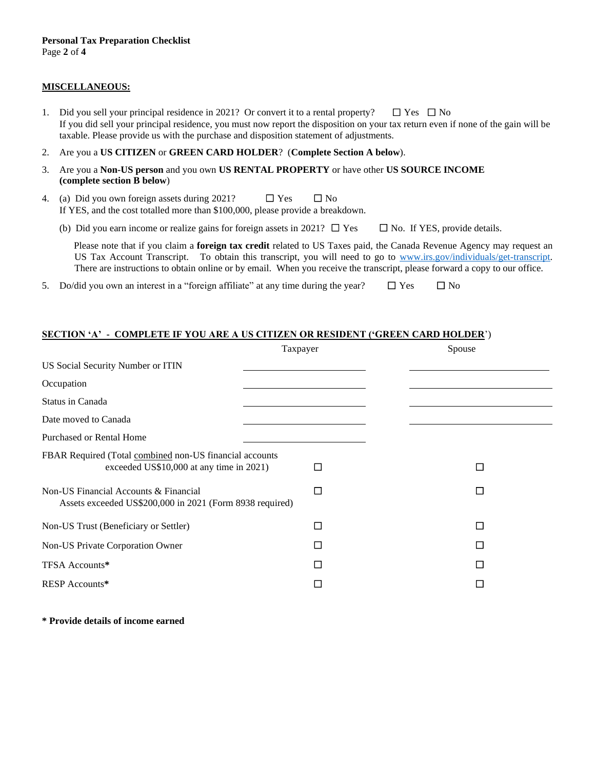## MISCELLANEOUS:

1. Did you sell your principal residence in 2021? Or convert it to a rental property? ☐ Yes ☐ No
   If you did sell your principal residence, you must now report the disposition on your tax return even if none of the gain will be taxable. Please provide us with the purchase and disposition statement of adjustments.
2. Are you a **US CITIZEN** or **GREEN CARD HOLDER**? (**Complete Section A below**).
3. Are you a **Non-US person** and you own **US RENTAL PROPERTY** or have other **US SOURCE INCOME (complete section B below**)
4. (a) Did you own foreign assets during 2021? ☐ Yes ☐ No
   If YES, and the cost totalled more than $100,000, please provide a breakdown.

   (b) Did you earn income or realize gains for foreign assets in 2021? ☐ Yes ☐ No. If YES, provide details.

   Please note that if you claim a **foreign tax credit** related to US Taxes paid, the Canada Revenue Agency may request an US Tax Account Transcript. To obtain this transcript, you will need to go to www.irs.gov/individuals/get-transcript. There are instructions to obtain online or by email. When you receive the transcript, please forward a copy to our office.
5. Do/did you own an interest in a "foreign affiliate" at any time during the year? ☐ Yes ☐ No

## SECTION 'A' - COMPLETE IF YOU ARE A US CITIZEN OR RESIDENT ('GREEN CARD HOLDER')

| | Taxpayer | Spouse |
|---|---|---|
| US Social Security Number or ITIN | ____________ | ____________ |
| Occupation | ____________ | ____________ |
| Status in Canada | ____________ | ____________ |
| Date moved to Canada | ____________ | ____________ |
| Purchased or Rental Home | ____________ | |
| FBAR Required (Total combined non-US financial accounts exceeded US$10,000 at any time in 2021) | ☐ | ☐ |
| Non-US Financial Accounts & Financial Assets exceeded US$200,000 in 2021 (Form 8938 required) | ☐ | ☐ |
| Non-US Trust (Beneficiary or Settler) | ☐ | ☐ |
| Non-US Private Corporation Owner | ☐ | ☐ |
| TFSA Accounts* | ☐ | ☐ |
| RESP Accounts* | ☐ | ☐ |

**\* Provide details of income earned**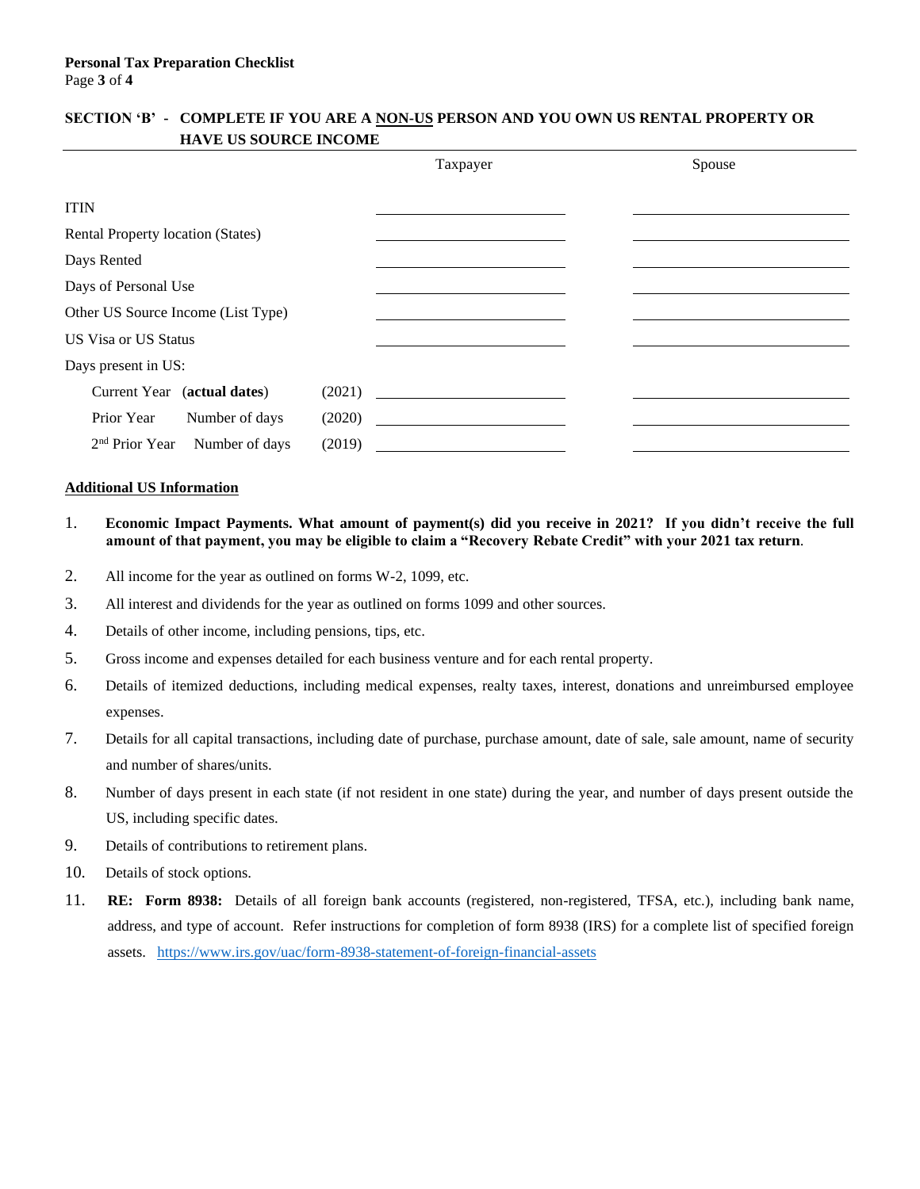## SECTION 'B' - COMPLETE IF YOU ARE A <u>NON-US</u> PERSON AND YOU OWN US RENTAL PROPERTY OR HAVE US SOURCE INCOME

| | | Taxpayer | Spouse |
|---|---|---|---|
| ITIN | | | |
| Rental Property location (States) | | | |
| Days Rented | | | |
| Days of Personal Use | | | |
| Other US Source Income (List Type) | | | |
| US Visa or US Status | | | |
| Days present in US: | | | |
| Current Year (**actual dates**) | (2021) | | |
| Prior Year Number of days | (2020) | | |
| 2nd Prior Year Number of days | (2019) | | |

**<u>Additional US Information</u>**

1. **Economic Impact Payments. What amount of payment(s) did you receive in 2021? If you didn't receive the full amount of that payment, you may be eligible to claim a "Recovery Rebate Credit" with your 2021 tax return**.
2. All income for the year as outlined on forms W-2, 1099, etc.
3. All interest and dividends for the year as outlined on forms 1099 and other sources.
4. Details of other income, including pensions, tips, etc.
5. Gross income and expenses detailed for each business venture and for each rental property.
6. Details of itemized deductions, including medical expenses, realty taxes, interest, donations and unreimbursed employee expenses.
7. Details for all capital transactions, including date of purchase, purchase amount, date of sale, sale amount, name of security and number of shares/units.
8. Number of days present in each state (if not resident in one state) during the year, and number of days present outside the US, including specific dates.
9. Details of contributions to retirement plans.
10. Details of stock options.
11. **RE: Form 8938:** Details of all foreign bank accounts (registered, non-registered, TFSA, etc.), including bank name, address, and type of account. Refer instructions for completion of form 8938 (IRS) for a complete list of specified foreign assets. https://www.irs.gov/uac/form-8938-statement-of-foreign-financial-assets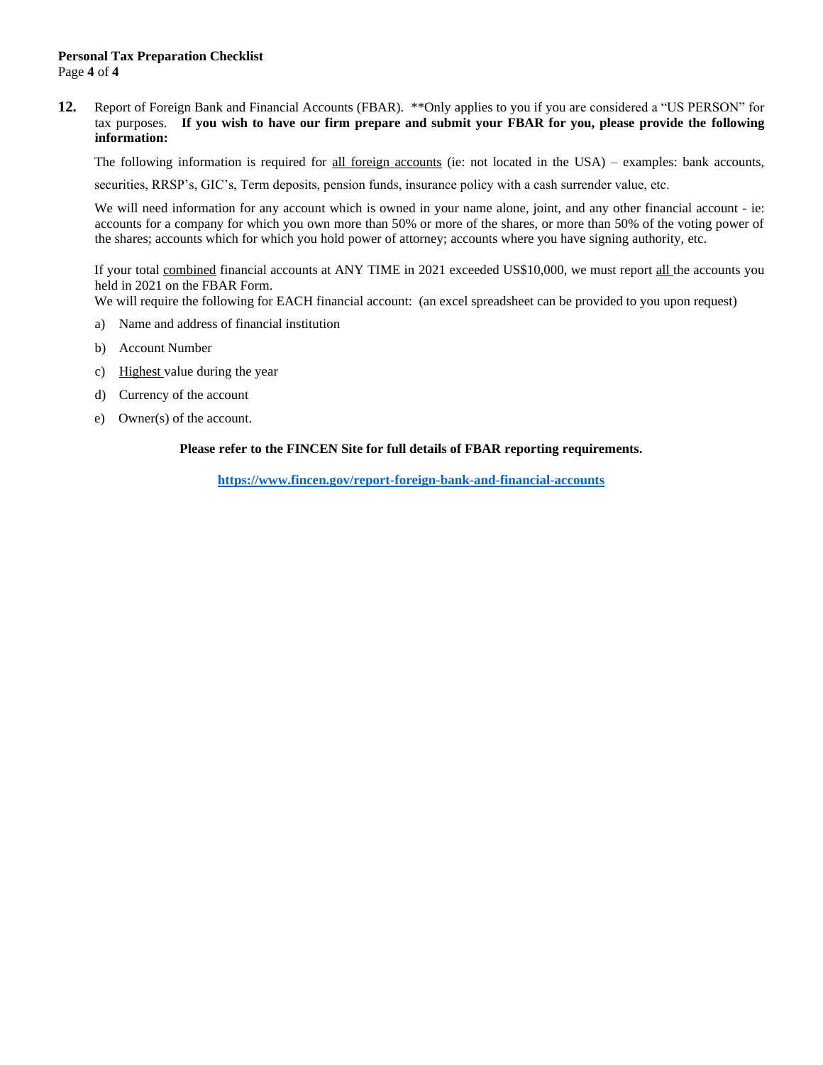**12.** Report of Foreign Bank and Financial Accounts (FBAR). **Only applies to you if you are considered a "US PERSON" for tax purposes. **If you wish to have our firm prepare and submit your FBAR for you, please provide the following information:**

The following information is required for <u>all foreign accounts</u> (ie: not located in the USA) – examples: bank accounts, securities, RRSP's, GIC's, Term deposits, pension funds, insurance policy with a cash surrender value, etc.

We will need information for any account which is owned in your name alone, joint, and any other financial account - ie: accounts for a company for which you own more than 50% or more of the shares, or more than 50% of the voting power of the shares; accounts which for which you hold power of attorney; accounts where you have signing authority, etc.

If your total <u>combined</u> financial accounts at ANY TIME in 2021 exceeded US$10,000, we must report <u>all</u> the accounts you held in 2021 on the FBAR Form.
We will require the following for EACH financial account: (an excel spreadsheet can be provided to you upon request)

a) Name and address of financial institution
b) Account Number
c) <u>Highest</u> value during the year
d) Currency of the account
e) Owner(s) of the account.

**Please refer to the FINCEN Site for full details of FBAR reporting requirements.**

**https://www.fincen.gov/report-foreign-bank-and-financial-accounts**